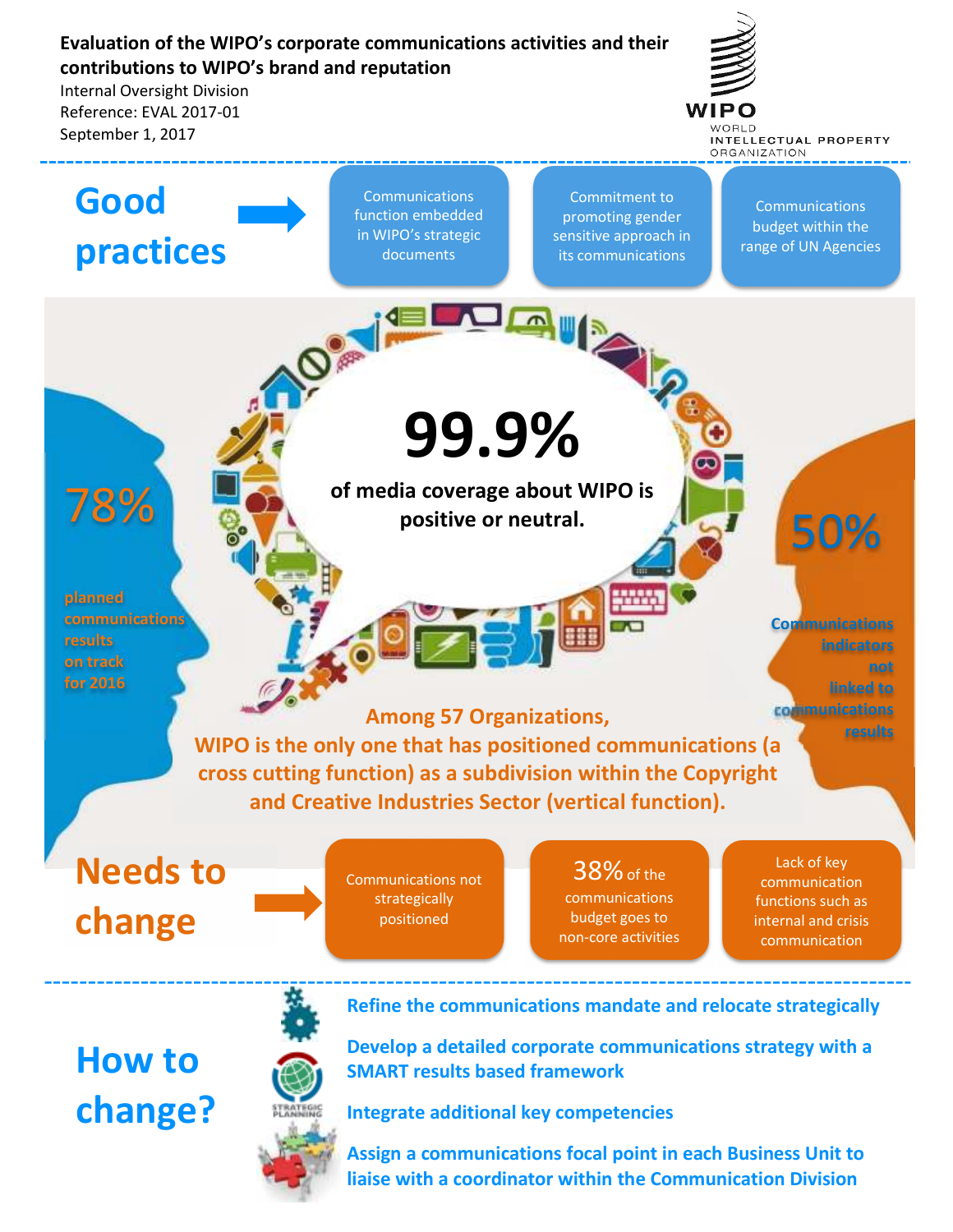**Evaluation of the WIPO's corporate communications activities and their contributions to WIPO's brand and reputation**

Internal Oversight Division
Reference: EVAL 2017-01
September 1, 2017

WIPO
WORLD INTELLECTUAL PROPERTY ORGANIZATION

## Good practices

- Communications function embedded in WIPO's strategic documents
- Commitment to promoting gender sensitive approach in its communications
- Communications budget within the range of UN Agencies

**99.9%**

**of media coverage about WIPO is positive or neutral.**

**78%** planned communications results on track for 2016

**50%** Communications indicators not linked to communications results

**Among 57 Organizations, WIPO is the only one that has positioned communications (a cross cutting function) as a subdivision within the Copyright and Creative Industries Sector (vertical function).**

## Needs to change

- Communications not strategically positioned
- 38% of the communications budget goes to non-core activities
- Lack of key communication functions such as internal and crisis communication

## How to change?

- **Refine the communications mandate and relocate strategically**
- **Develop a detailed corporate communications strategy with a SMART results based framework**
- **Integrate additional key competencies**
- **Assign a communications focal point in each Business Unit to liaise with a coordinator within the Communication Division**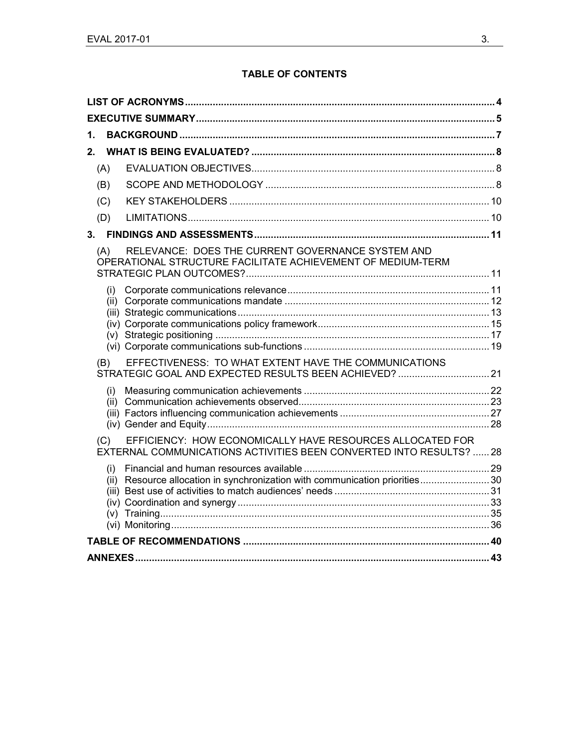# TABLE OF CONTENTS

| | |
|---|---|
| **LIST OF ACRONYMS** | **4** |
| **EXECUTIVE SUMMARY** | **5** |
| **1. BACKGROUND** | **7** |
| **2. WHAT IS BEING EVALUATED?** | **8** |
| (A) EVALUATION OBJECTIVES | 8 |
| (B) SCOPE AND METHODOLOGY | 8 |
| (C) KEY STAKEHOLDERS | 10 |
| (D) LIMITATIONS | 10 |
| **3. FINDINGS AND ASSESSMENTS** | **11** |
| (A) RELEVANCE: DOES THE CURRENT GOVERNANCE SYSTEM AND OPERATIONAL STRUCTURE FACILITATE ACHIEVEMENT OF MEDIUM-TERM STRATEGIC PLAN OUTCOMES? | 11 |
| (i) Corporate communications relevance | 11 |
| (ii) Corporate communications mandate | 12 |
| (iii) Strategic communications | 13 |
| (iv) Corporate communications policy framework | 15 |
| (v) Strategic positioning | 17 |
| (vi) Corporate communications sub-functions | 19 |
| (B) EFFECTIVENESS: TO WHAT EXTENT HAVE THE COMMUNICATIONS STRATEGIC GOAL AND EXPECTED RESULTS BEEN ACHIEVED? | 21 |
| (i) Measuring communication achievements | 22 |
| (ii) Communication achievements observed | 23 |
| (iii) Factors influencing communication achievements | 27 |
| (iv) Gender and Equity | 28 |
| (C) EFFICIENCY: HOW ECONOMICALLY HAVE RESOURCES ALLOCATED FOR EXTERNAL COMMUNICATIONS ACTIVITIES BEEN CONVERTED INTO RESULTS? | 28 |
| (i) Financial and human resources available | 29 |
| (ii) Resource allocation in synchronization with communication priorities | 30 |
| (iii) Best use of activities to match audiences' needs | 31 |
| (iv) Coordination and synergy | 33 |
| (v) Training | 35 |
| (vi) Monitoring | 36 |
| **TABLE OF RECOMMENDATIONS** | **40** |
| **ANNEXES** | **43** |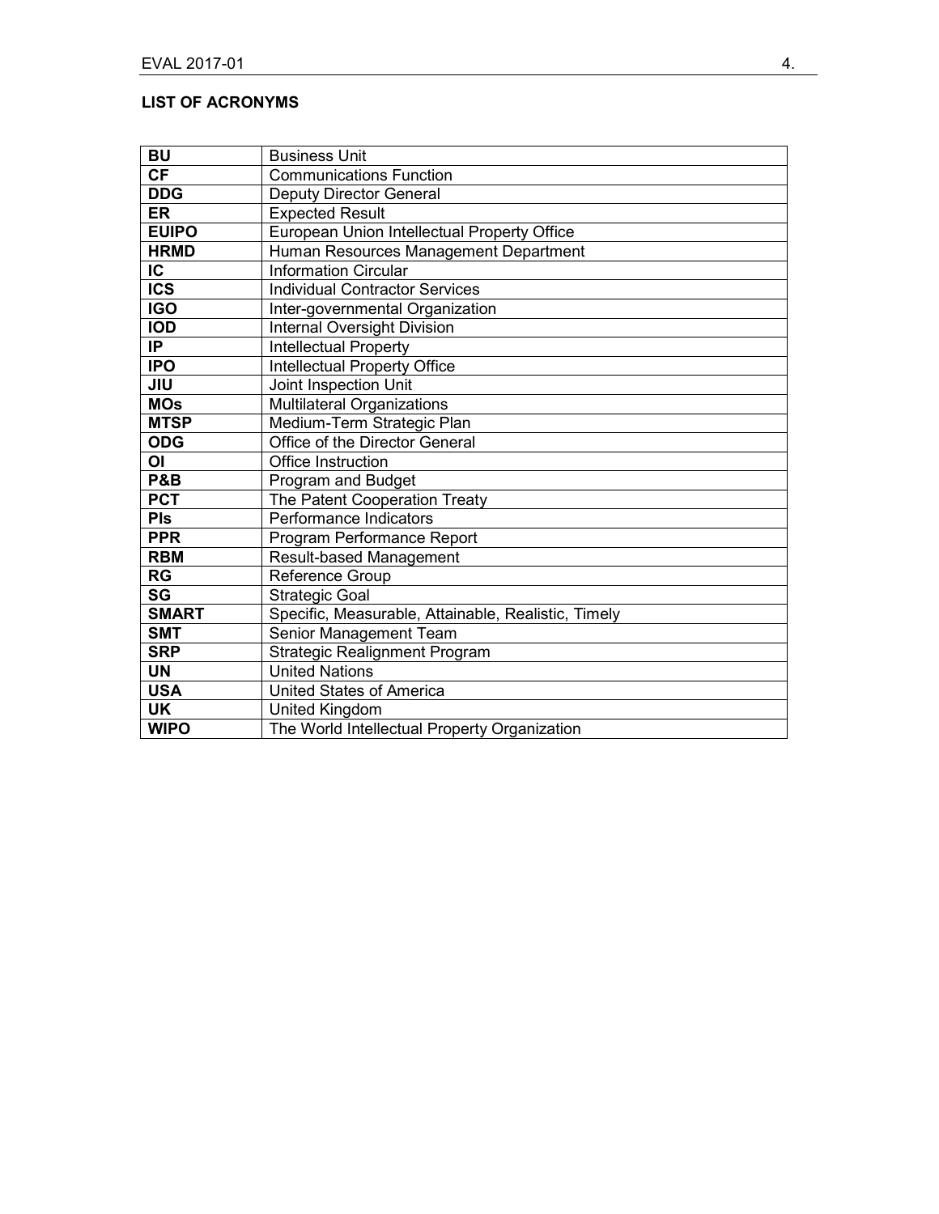**LIST OF ACRONYMS**

| | |
|---|---|
| **BU** | Business Unit |
| **CF** | Communications Function |
| **DDG** | Deputy Director General |
| **ER** | Expected Result |
| **EUIPO** | European Union Intellectual Property Office |
| **HRMD** | Human Resources Management Department |
| **IC** | Information Circular |
| **ICS** | Individual Contractor Services |
| **IGO** | Inter-governmental Organization |
| **IOD** | Internal Oversight Division |
| **IP** | Intellectual Property |
| **IPO** | Intellectual Property Office |
| **JIU** | Joint Inspection Unit |
| **MOs** | Multilateral Organizations |
| **MTSP** | Medium-Term Strategic Plan |
| **ODG** | Office of the Director General |
| **OI** | Office Instruction |
| **P&B** | Program and Budget |
| **PCT** | The Patent Cooperation Treaty |
| **PIs** | Performance Indicators |
| **PPR** | Program Performance Report |
| **RBM** | Result-based Management |
| **RG** | Reference Group |
| **SG** | Strategic Goal |
| **SMART** | Specific, Measurable, Attainable, Realistic, Timely |
| **SMT** | Senior Management Team |
| **SRP** | Strategic Realignment Program |
| **UN** | United Nations |
| **USA** | United States of America |
| **UK** | United Kingdom |
| **WIPO** | The World Intellectual Property Organization |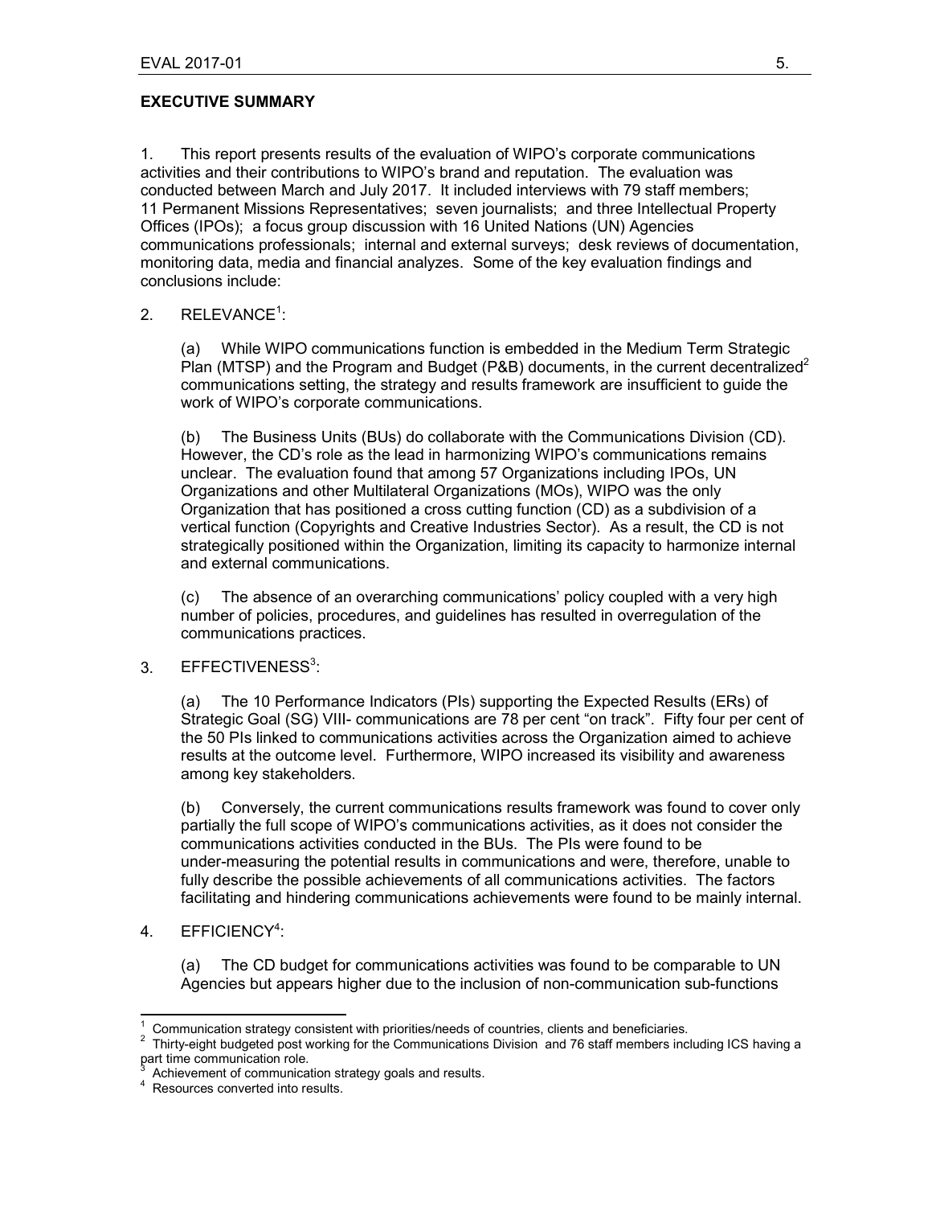**EXECUTIVE SUMMARY**

1. This report presents results of the evaluation of WIPO's corporate communications activities and their contributions to WIPO's brand and reputation. The evaluation was conducted between March and July 2017. It included interviews with 79 staff members; 11 Permanent Missions Representatives; seven journalists; and three Intellectual Property Offices (IPOs); a focus group discussion with 16 United Nations (UN) Agencies communications professionals; internal and external surveys; desk reviews of documentation, monitoring data, media and financial analyzes. Some of the key evaluation findings and conclusions include:

2. RELEVANCE[1]:

(a) While WIPO communications function is embedded in the Medium Term Strategic Plan (MTSP) and the Program and Budget (P&B) documents, in the current decentralized[2] communications setting, the strategy and results framework are insufficient to guide the work of WIPO's corporate communications.

(b) The Business Units (BUs) do collaborate with the Communications Division (CD). However, the CD's role as the lead in harmonizing WIPO's communications remains unclear. The evaluation found that among 57 Organizations including IPOs, UN Organizations and other Multilateral Organizations (MOs), WIPO was the only Organization that has positioned a cross cutting function (CD) as a subdivision of a vertical function (Copyrights and Creative Industries Sector). As a result, the CD is not strategically positioned within the Organization, limiting its capacity to harmonize internal and external communications.

(c) The absence of an overarching communications' policy coupled with a very high number of policies, procedures, and guidelines has resulted in overregulation of the communications practices.

3. EFFECTIVENESS[3]:

(a) The 10 Performance Indicators (PIs) supporting the Expected Results (ERs) of Strategic Goal (SG) VIII- communications are 78 per cent "on track". Fifty four per cent of the 50 PIs linked to communications activities across the Organization aimed to achieve results at the outcome level. Furthermore, WIPO increased its visibility and awareness among key stakeholders.

(b) Conversely, the current communications results framework was found to cover only partially the full scope of WIPO's communications activities, as it does not consider the communications activities conducted in the BUs. The PIs were found to be under-measuring the potential results in communications and were, therefore, unable to fully describe the possible achievements of all communications activities. The factors facilitating and hindering communications achievements were found to be mainly internal.

4. EFFICIENCY[4]:

(a) The CD budget for communications activities was found to be comparable to UN Agencies but appears higher due to the inclusion of non-communication sub-functions

---

[1] Communication strategy consistent with priorities/needs of countries, clients and beneficiaries.

[2] Thirty-eight budgeted post working for the Communications Division and 76 staff members including ICS having a part time communication role.

[3] Achievement of communication strategy goals and results.

[4] Resources converted into results.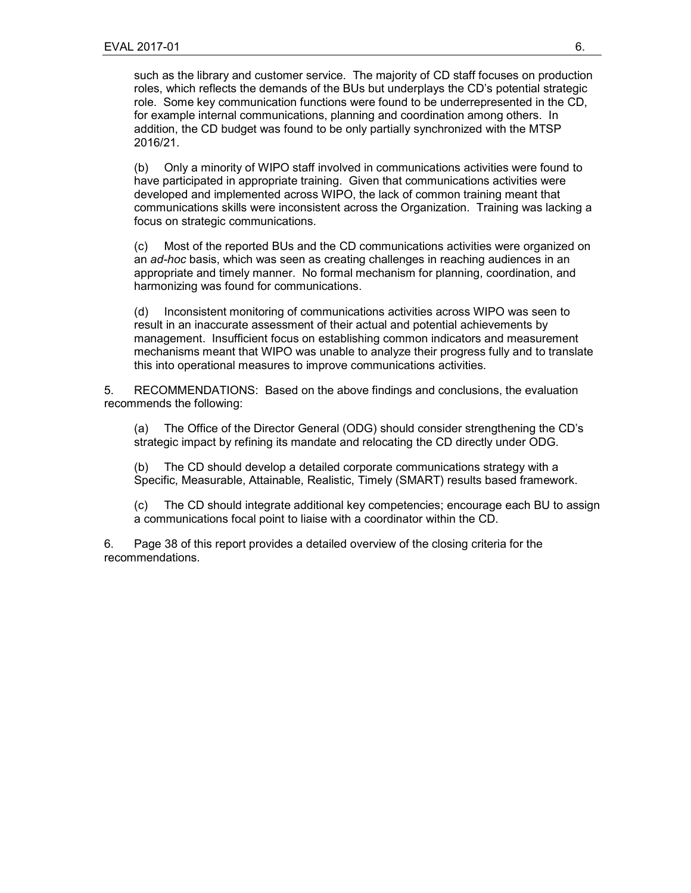such as the library and customer service. The majority of CD staff focuses on production roles, which reflects the demands of the BUs but underplays the CD's potential strategic role. Some key communication functions were found to be underrepresented in the CD, for example internal communications, planning and coordination among others. In addition, the CD budget was found to be only partially synchronized with the MTSP 2016/21.

(b) Only a minority of WIPO staff involved in communications activities were found to have participated in appropriate training. Given that communications activities were developed and implemented across WIPO, the lack of common training meant that communications skills were inconsistent across the Organization. Training was lacking a focus on strategic communications.

(c) Most of the reported BUs and the CD communications activities were organized on an *ad-hoc* basis, which was seen as creating challenges in reaching audiences in an appropriate and timely manner. No formal mechanism for planning, coordination, and harmonizing was found for communications.

(d) Inconsistent monitoring of communications activities across WIPO was seen to result in an inaccurate assessment of their actual and potential achievements by management. Insufficient focus on establishing common indicators and measurement mechanisms meant that WIPO was unable to analyze their progress fully and to translate this into operational measures to improve communications activities.

5. RECOMMENDATIONS: Based on the above findings and conclusions, the evaluation recommends the following:

(a) The Office of the Director General (ODG) should consider strengthening the CD's strategic impact by refining its mandate and relocating the CD directly under ODG.

(b) The CD should develop a detailed corporate communications strategy with a Specific, Measurable, Attainable, Realistic, Timely (SMART) results based framework.

(c) The CD should integrate additional key competencies; encourage each BU to assign a communications focal point to liaise with a coordinator within the CD.

6. Page 38 of this report provides a detailed overview of the closing criteria for the recommendations.